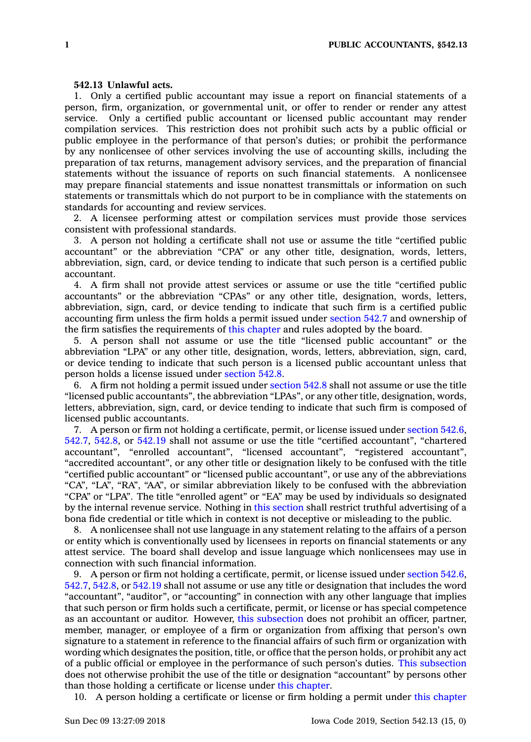**542.13 Unlawful acts.**

1. Only a certified public accountant may issue a report on financial statements of a person, firm, organization, or governmental unit, or offer to render or render any attest service. Only a certified public accountant or licensed public accountant may render compilation services. This restriction does not prohibit such acts by a public official or public employee in the performance of that person's duties; or prohibit the performance by any nonlicensee of other services involving the use of accounting skills, including the preparation of tax returns, management advisory services, and the preparation of financial statements without the issuance of reports on such financial statements. A nonlicensee may prepare financial statements and issue nonattest transmittals or information on such statements or transmittals which do not purport to be in compliance with the statements on standards for accounting and review services.

2. A licensee performing attest or compilation services must provide those services consistent with professional standards.

3. A person not holding a certificate shall not use or assume the title "certified public accountant" or the abbreviation "CPA" or any other title, designation, words, letters, abbreviation, sign, card, or device tending to indicate that such person is a certified public accountant.

4. A firm shall not provide attest services or assume or use the title "certified public accountants" or the abbreviation "CPAs" or any other title, designation, words, letters, abbreviation, sign, card, or device tending to indicate that such firm is a certified public accounting firm unless the firm holds a permit issued under section 542.7 and ownership of the firm satisfies the requirements of this chapter and rules adopted by the board.

5. A person shall not assume or use the title "licensed public accountant" or the abbreviation "LPA" or any other title, designation, words, letters, abbreviation, sign, card, or device tending to indicate that such person is a licensed public accountant unless that person holds a license issued under section 542.8.

6. A firm not holding a permit issued under section 542.8 shall not assume or use the title "licensed public accountants", the abbreviation "LPAs", or any other title, designation, words, letters, abbreviation, sign, card, or device tending to indicate that such firm is composed of licensed public accountants.

7. A person or firm not holding a certificate, permit, or license issued under section 542.6, 542.7, 542.8, or 542.19 shall not assume or use the title "certified accountant", "chartered accountant", "enrolled accountant", "licensed accountant", "registered accountant", "accredited accountant", or any other title or designation likely to be confused with the title "certified public accountant" or "licensed public accountant", or use any of the abbreviations "CA", "LA", "RA", "AA", or similar abbreviation likely to be confused with the abbreviation "CPA" or "LPA". The title "enrolled agent" or "EA" may be used by individuals so designated by the internal revenue service. Nothing in this section shall restrict truthful advertising of a bona fide credential or title which in context is not deceptive or misleading to the public.

8. A nonlicensee shall not use language in any statement relating to the affairs of a person or entity which is conventionally used by licensees in reports on financial statements or any attest service. The board shall develop and issue language which nonlicensees may use in connection with such financial information.

9. A person or firm not holding a certificate, permit, or license issued under section 542.6, 542.7, 542.8, or 542.19 shall not assume or use any title or designation that includes the word "accountant", "auditor", or "accounting" in connection with any other language that implies that such person or firm holds such a certificate, permit, or license or has special competence as an accountant or auditor. However, this subsection does not prohibit an officer, partner, member, manager, or employee of a firm or organization from affixing that person's own signature to a statement in reference to the financial affairs of such firm or organization with wording which designates the position, title, or office that the person holds, or prohibit any act of a public official or employee in the performance of such person's duties. This subsection does not otherwise prohibit the use of the title or designation "accountant" by persons other than those holding a certificate or license under this chapter.

10. A person holding a certificate or license or firm holding a permit under this chapter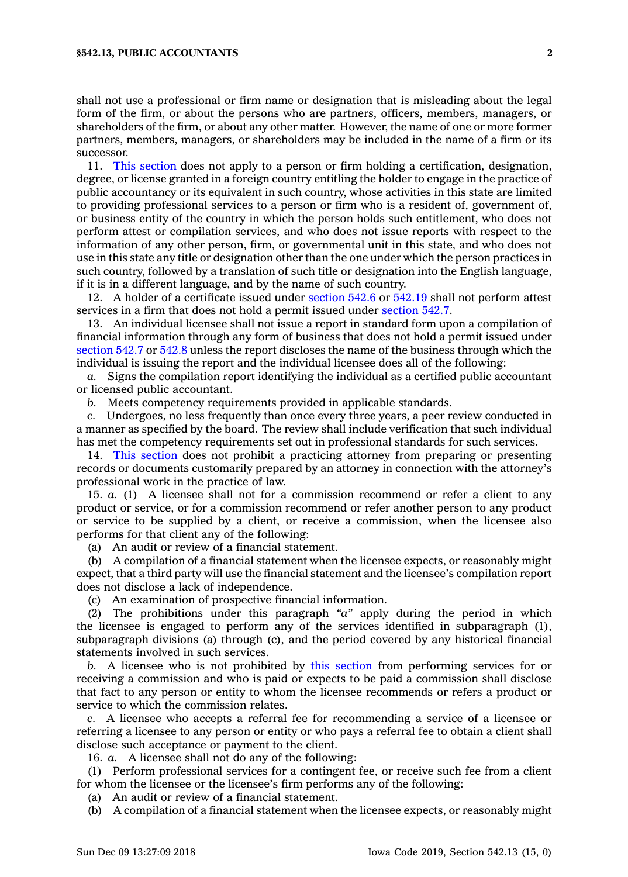shall not use a professional or firm name or designation that is misleading about the legal form of the firm, or about the persons who are partners, officers, members, managers, or shareholders of the firm, or about any other matter. However, the name of one or more former partners, members, managers, or shareholders may be included in the name of a firm or its successor.

11. This section does not apply to a person or firm holding a certification, designation, degree, or license granted in a foreign country entitling the holder to engage in the practice of public accountancy or its equivalent in such country, whose activities in this state are limited to providing professional services to a person or firm who is a resident of, government of, or business entity of the country in which the person holds such entitlement, who does not perform attest or compilation services, and who does not issue reports with respect to the information of any other person, firm, or governmental unit in this state, and who does not use in this state any title or designation other than the one under which the person practices in such country, followed by a translation of such title or designation into the English language, if it is in a different language, and by the name of such country.

12. A holder of a certificate issued under section 542.6 or 542.19 shall not perform attest services in a firm that does not hold a permit issued under section 542.7.

13. An individual licensee shall not issue a report in standard form upon a compilation of financial information through any form of business that does not hold a permit issued under section 542.7 or 542.8 unless the report discloses the name of the business through which the individual is issuing the report and the individual licensee does all of the following:

*a.* Signs the compilation report identifying the individual as a certified public accountant or licensed public accountant.

*b.* Meets competency requirements provided in applicable standards.

*c.* Undergoes, no less frequently than once every three years, a peer review conducted in a manner as specified by the board. The review shall include verification that such individual has met the competency requirements set out in professional standards for such services.

14. This section does not prohibit a practicing attorney from preparing or presenting records or documents customarily prepared by an attorney in connection with the attorney's professional work in the practice of law.

15. *a.* (1) A licensee shall not for a commission recommend or refer a client to any product or service, or for a commission recommend or refer another person to any product or service to be supplied by a client, or receive a commission, when the licensee also performs for that client any of the following:

(a) An audit or review of a financial statement.

(b) A compilation of a financial statement when the licensee expects, or reasonably might expect, that a third party will use the financial statement and the licensee's compilation report does not disclose a lack of independence.

(c) An examination of prospective financial information.

(2) The prohibitions under this paragraph *"a"* apply during the period in which the licensee is engaged to perform any of the services identified in subparagraph (1), subparagraph divisions (a) through (c), and the period covered by any historical financial statements involved in such services.

*b.* A licensee who is not prohibited by this section from performing services for or receiving a commission and who is paid or expects to be paid a commission shall disclose that fact to any person or entity to whom the licensee recommends or refers a product or service to which the commission relates.

*c.* A licensee who accepts a referral fee for recommending a service of a licensee or referring a licensee to any person or entity or who pays a referral fee to obtain a client shall disclose such acceptance or payment to the client.

16. *a.* A licensee shall not do any of the following:

(1) Perform professional services for a contingent fee, or receive such fee from a client for whom the licensee or the licensee's firm performs any of the following:

(a) An audit or review of a financial statement.

(b) A compilation of a financial statement when the licensee expects, or reasonably might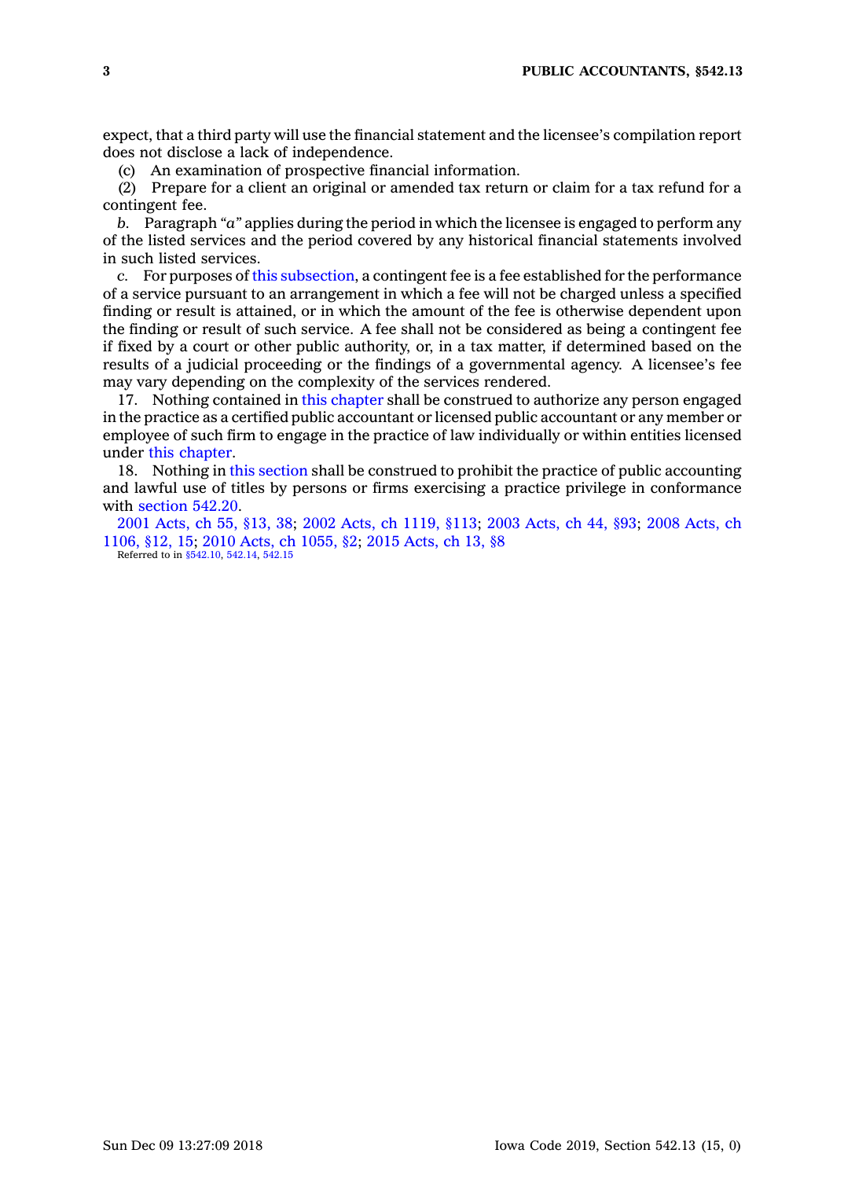expect, that a third party will use the financial statement and the licensee's compilation report does not disclose a lack of independence.

(c) An examination of prospective financial information.

(2) Prepare for a client an original or amended tax return or claim for a tax refund for a contingent fee.

*b.* Paragraph "*a*" applies during the period in which the licensee is engaged to perform any of the listed services and the period covered by any historical financial statements involved in such listed services.

*c.* For purposes of this subsection, a contingent fee is a fee established for the performance of a service pursuant to an arrangement in which a fee will not be charged unless a specified finding or result is attained, or in which the amount of the fee is otherwise dependent upon the finding or result of such service. A fee shall not be considered as being a contingent fee if fixed by a court or other public authority, or, in a tax matter, if determined based on the results of a judicial proceeding or the findings of a governmental agency. A licensee's fee may vary depending on the complexity of the services rendered.

17. Nothing contained in this chapter shall be construed to authorize any person engaged in the practice as a certified public accountant or licensed public accountant or any member or employee of such firm to engage in the practice of law individually or within entities licensed under this chapter.

18. Nothing in this section shall be construed to prohibit the practice of public accounting and lawful use of titles by persons or firms exercising a practice privilege in conformance with section 542.20.

2001 Acts, ch 55, §13, 38; 2002 Acts, ch 1119, §113; 2003 Acts, ch 44, §93; 2008 Acts, ch 1106, §12, 15; 2010 Acts, ch 1055, §2; 2015 Acts, ch 13, §8

Referred to in §542.10, 542.14, 542.15